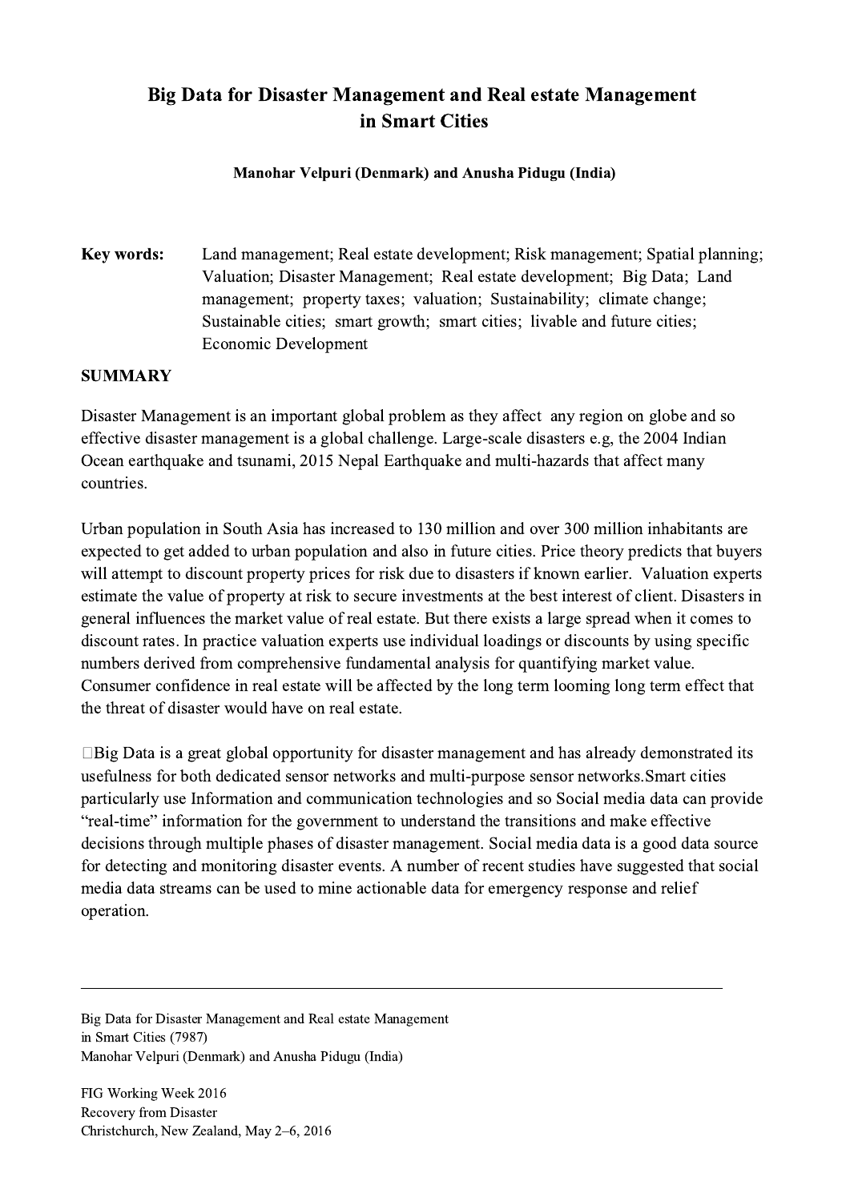# Big Data for Disaster Management and Real estate Management in Smart Cities

**Manohar Velpuri (Denmark) and Anusha Pidugu (India)**

**Key words:** Land management; Real estate development; Risk management; Spatial planning; Valuation; Disaster Management; Real estate development; Big Data; Land management; property taxes; valuation; Sustainability; climate change; Sustainable cities; smart growth; smart cities; livable and future cities; Economic Development

## SUMMARY

Disaster Management is an important global problem as they affect any region on globe and so effective disaster management is a global challenge. Large-scale disasters e.g, the 2004 Indian Ocean earthquake and tsunami, 2015 Nepal Earthquake and multi-hazards that affect many countries.

Urban population in South Asia has increased to 130 million and over 300 million inhabitants are expected to get added to urban population and also in future cities. Price theory predicts that buyers will attempt to discount property prices for risk due to disasters if known earlier. Valuation experts estimate the value of property at risk to secure investments at the best interest of client. Disasters in general influences the market value of real estate. But there exists a large spread when it comes to discount rates. In practice valuation experts use individual loadings or discounts by using specific numbers derived from comprehensive fundamental analysis for quantifying market value. Consumer confidence in real estate will be affected by the long term looming long term effect that the threat of disaster would have on real estate.

Big Data is a great global opportunity for disaster management and has already demonstrated its usefulness for both dedicated sensor networks and multi-purpose sensor networks.Smart cities particularly use Information and communication technologies and so Social media data can provide "real-time" information for the government to understand the transitions and make effective decisions through multiple phases of disaster management. Social media data is a good data source for detecting and monitoring disaster events. A number of recent studies have suggested that social media data streams can be used to mine actionable data for emergency response and relief operation.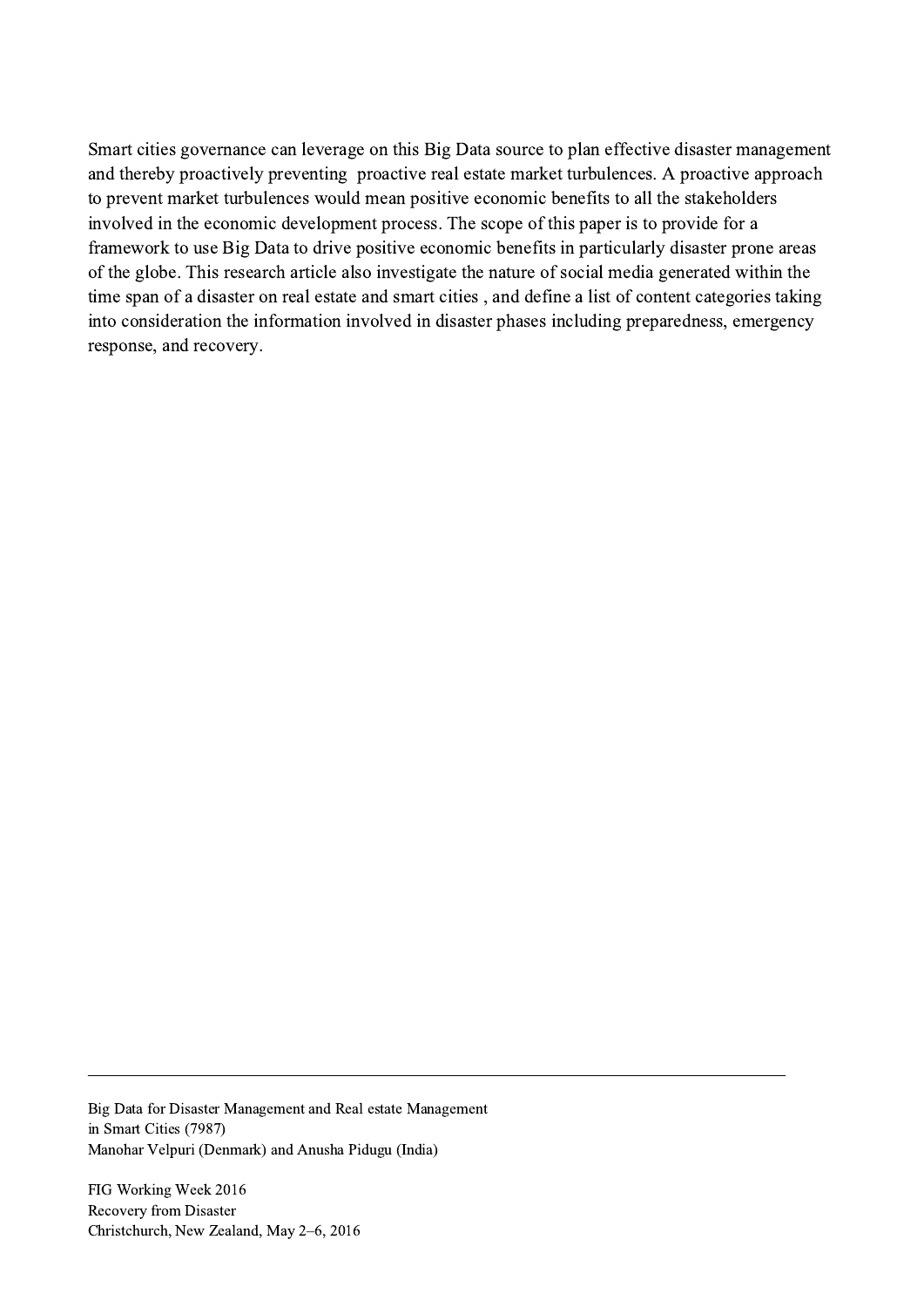Smart cities governance can leverage on this Big Data source to plan effective disaster management and thereby proactively preventing  proactive real estate market turbulences. A proactive approach to prevent market turbulences would mean positive economic benefits to all the stakeholders involved in the economic development process. The scope of this paper is to provide for a framework to use Big Data to drive positive economic benefits in particularly disaster prone areas of the globe. This research article also investigate the nature of social media generated within the time span of a disaster on real estate and smart cities , and define a list of content categories taking into consideration the information involved in disaster phases including preparedness, emergency response, and recovery.